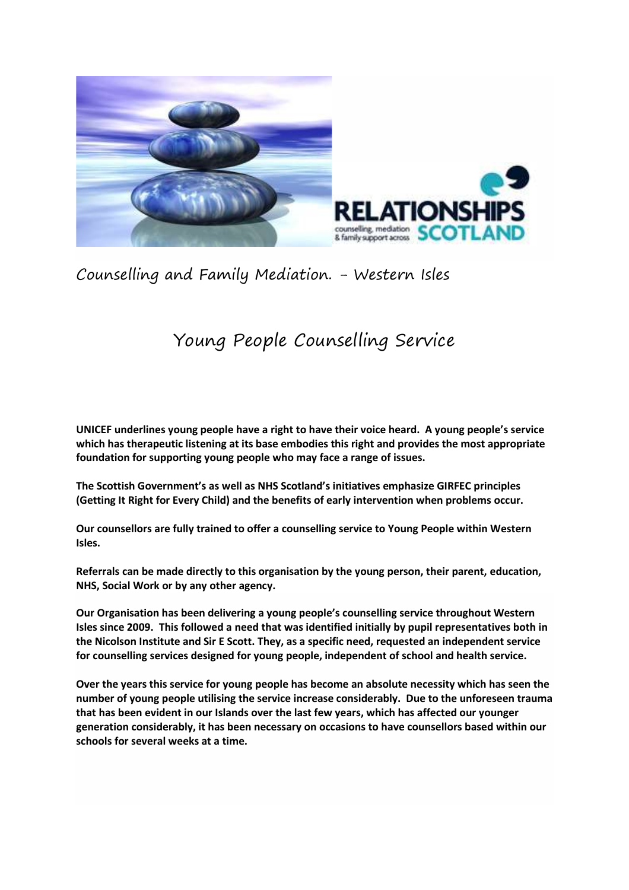# Counselling and Family Mediation. - Western Isles

## Young People Counselling Service

**UNICEF underlines young people have a right to have their voice heard. A young people's service which has therapeutic listening at its base embodies this right and provides the most appropriate foundation for supporting young people who may face a range of issues.**

**The Scottish Government's as well as NHS Scotland's initiatives emphasize GIRFEC principles (Getting It Right for Every Child) and the benefits of early intervention when problems occur.**

**Our counsellors are fully trained to offer a counselling service to Young People within Western Isles.**

**Referrals can be made directly to this organisation by the young person, their parent, education, NHS, Social Work or by any other agency.**

**Our Organisation has been delivering a young people's counselling service throughout Western Isles since 2009. This followed a need that was identified initially by pupil representatives both in the Nicolson Institute and Sir E Scott. They, as a specific need, requested an independent service for counselling services designed for young people, independent of school and health service.**

**Over the years this service for young people has become an absolute necessity which has seen the number of young people utilising the service increase considerably. Due to the unforeseen trauma that has been evident in our Islands over the last few years, which has affected our younger generation considerably, it has been necessary on occasions to have counsellors based within our schools for several weeks at a time.**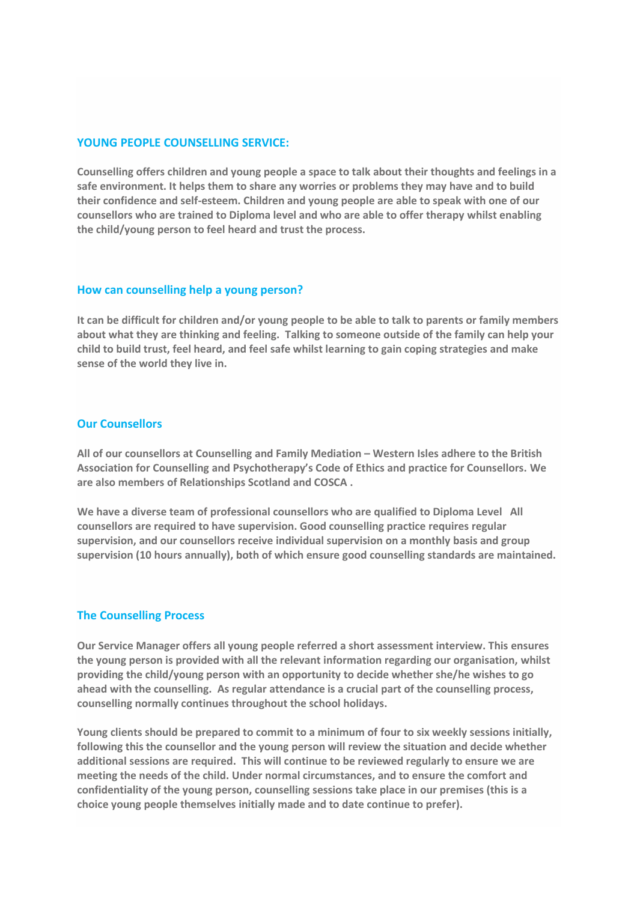## YOUNG PEOPLE COUNSELLING SERVICE:

**Counselling offers children and young people a space to talk about their thoughts and feelings in a safe environment. It helps them to share any worries or problems they may have and to build their confidence and self-esteem. Children and young people are able to speak with one of our counsellors who are trained to Diploma level and who are able to offer therapy whilst enabling the child/young person to feel heard and trust the process.**

## How can counselling help a young person?

**It can be difficult for children and/or young people to be able to talk to parents or family members about what they are thinking and feeling. Talking to someone outside of the family can help your child to build trust, feel heard, and feel safe whilst learning to gain coping strategies and make sense of the world they live in.**

## Our Counsellors

**All of our counsellors at Counselling and Family Mediation – Western Isles adhere to the British Association for Counselling and Psychotherapy's Code of Ethics and practice for Counsellors. We are also members of Relationships Scotland and COSCA .**

**We have a diverse team of professional counsellors who are qualified to Diploma Level All counsellors are required to have supervision. Good counselling practice requires regular supervision, and our counsellors receive individual supervision on a monthly basis and group supervision (10 hours annually), both of which ensure good counselling standards are maintained.**

## The Counselling Process

**Our Service Manager offers all young people referred a short assessment interview. This ensures the young person is provided with all the relevant information regarding our organisation, whilst providing the child/young person with an opportunity to decide whether she/he wishes to go ahead with the counselling. As regular attendance is a crucial part of the counselling process, counselling normally continues throughout the school holidays.**

**Young clients should be prepared to commit to a minimum of four to six weekly sessions initially, following this the counsellor and the young person will review the situation and decide whether additional sessions are required. This will continue to be reviewed regularly to ensure we are meeting the needs of the child. Under normal circumstances, and to ensure the comfort and confidentiality of the young person, counselling sessions take place in our premises (this is a choice young people themselves initially made and to date continue to prefer).**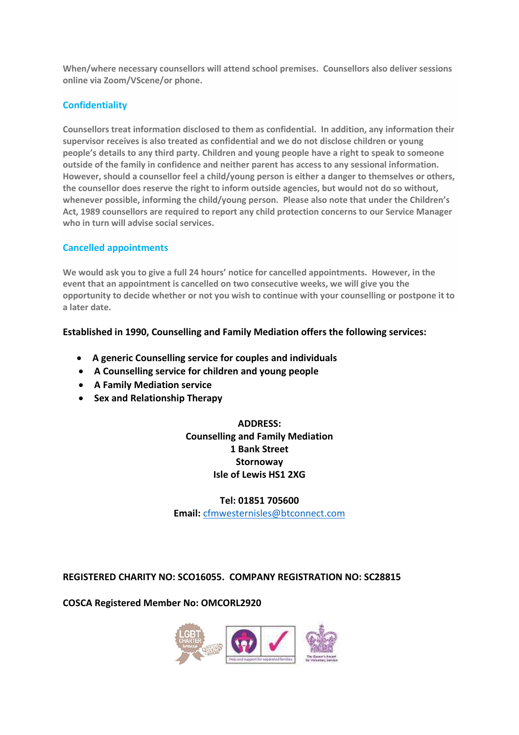**When/where necessary counsellors will attend school premises. Counsellors also deliver sessions online via Zoom/VScene/or phone.**

## Confidentiality

**Counsellors treat information disclosed to them as confidential. In addition, any information their supervisor receives is also treated as confidential and we do not disclose children or young people's details to any third party. Children and young people have a right to speak to someone outside of the family in confidence and neither parent has access to any sessional information. However, should a counsellor feel a child/young person is either a danger to themselves or others, the counsellor does reserve the right to inform outside agencies, but would not do so without, whenever possible, informing the child/young person. Please also note that under the Children's Act, 1989 counsellors are required to report any child protection concerns to our Service Manager who in turn will advise social services.**

## Cancelled appointments

**We would ask you to give a full 24 hours' notice for cancelled appointments. However, in the event that an appointment is cancelled on two consecutive weeks, we will give you the opportunity to decide whether or not you wish to continue with your counselling or postpone it to a later date.**

**Established in 1990, Counselling and Family Mediation offers the following services:**

- **A generic Counselling service for couples and individuals**
- **A Counselling service for children and young people**
- **A Family Mediation service**
- **Sex and Relationship Therapy**

**ADDRESS:**
**Counselling and Family Mediation**
**1 Bank Street**
**Stornoway**
**Isle of Lewis HS1 2XG**

**Tel: 01851 705600**
**Email:** cfmwesternisles@btconnect.com

**REGISTERED CHARITY NO: SCO16055. COMPANY REGISTRATION NO: SC28815**

**COSCA Registered Member No: OMCORL2920**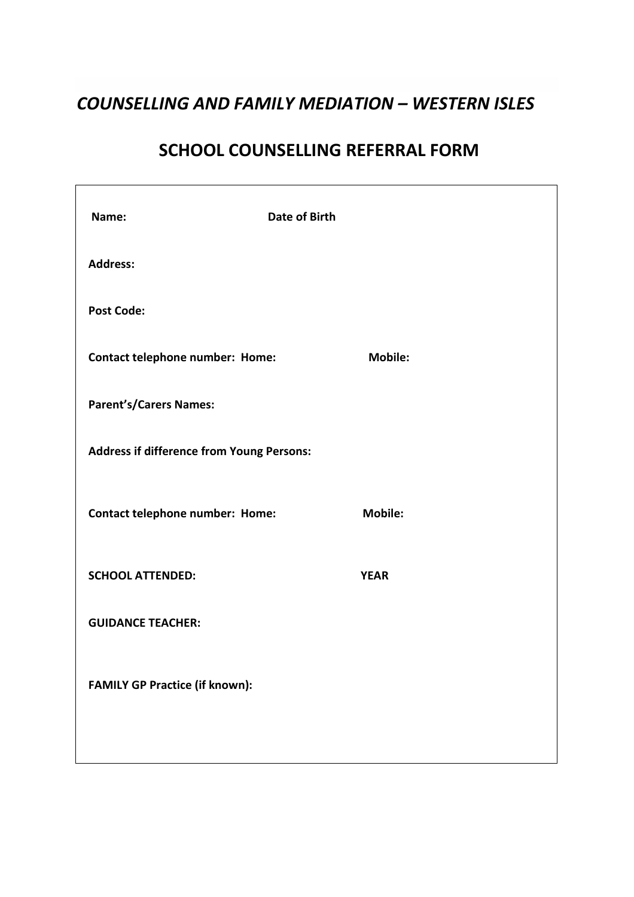# *COUNSELLING AND FAMILY MEDIATION – WESTERN ISLES*

## SCHOOL COUNSELLING REFERRAL FORM

**Name:** **Date of Birth**

**Address:**

**Post Code:**

**Contact telephone number: Home:** **Mobile:**

**Parent's/Carers Names:**

**Address if difference from Young Persons:**

**Contact telephone number: Home:** **Mobile:**

**SCHOOL ATTENDED:** **YEAR**

**GUIDANCE TEACHER:**

**FAMILY GP Practice (if known):**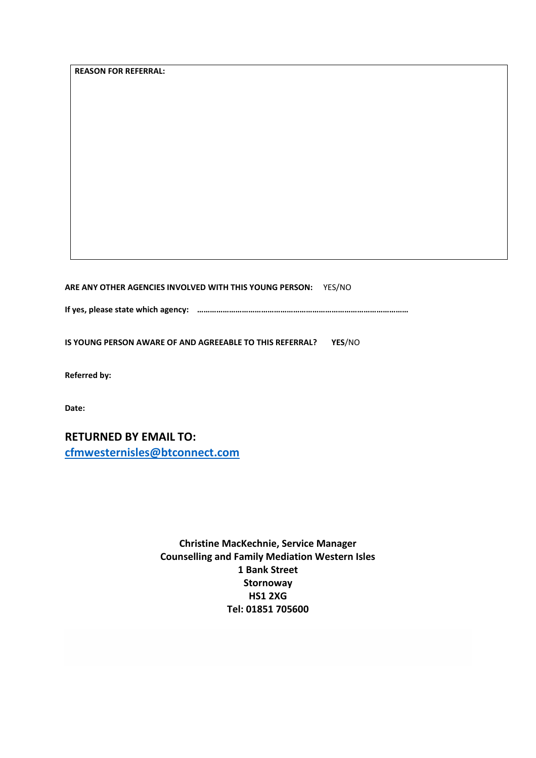| **REASON FOR REFERRAL:** |
| --- |
| |

**ARE ANY OTHER AGENCIES INVOLVED WITH THIS YOUNG PERSON:** YES/NO

**If yes, please state which agency:** **……………………………………………………………………………………**

**IS YOUNG PERSON AWARE OF AND AGREEABLE TO THIS REFERRAL?** **YES**/NO

**Referred by:**

**Date:**

## RETURNED BY EMAIL TO:

**cfmwesternisles@btconnect.com**

**Christine MacKechnie, Service Manager**
**Counselling and Family Mediation Western Isles**
**1 Bank Street**
**Stornoway**
**HS1 2XG**
**Tel: 01851 705600**